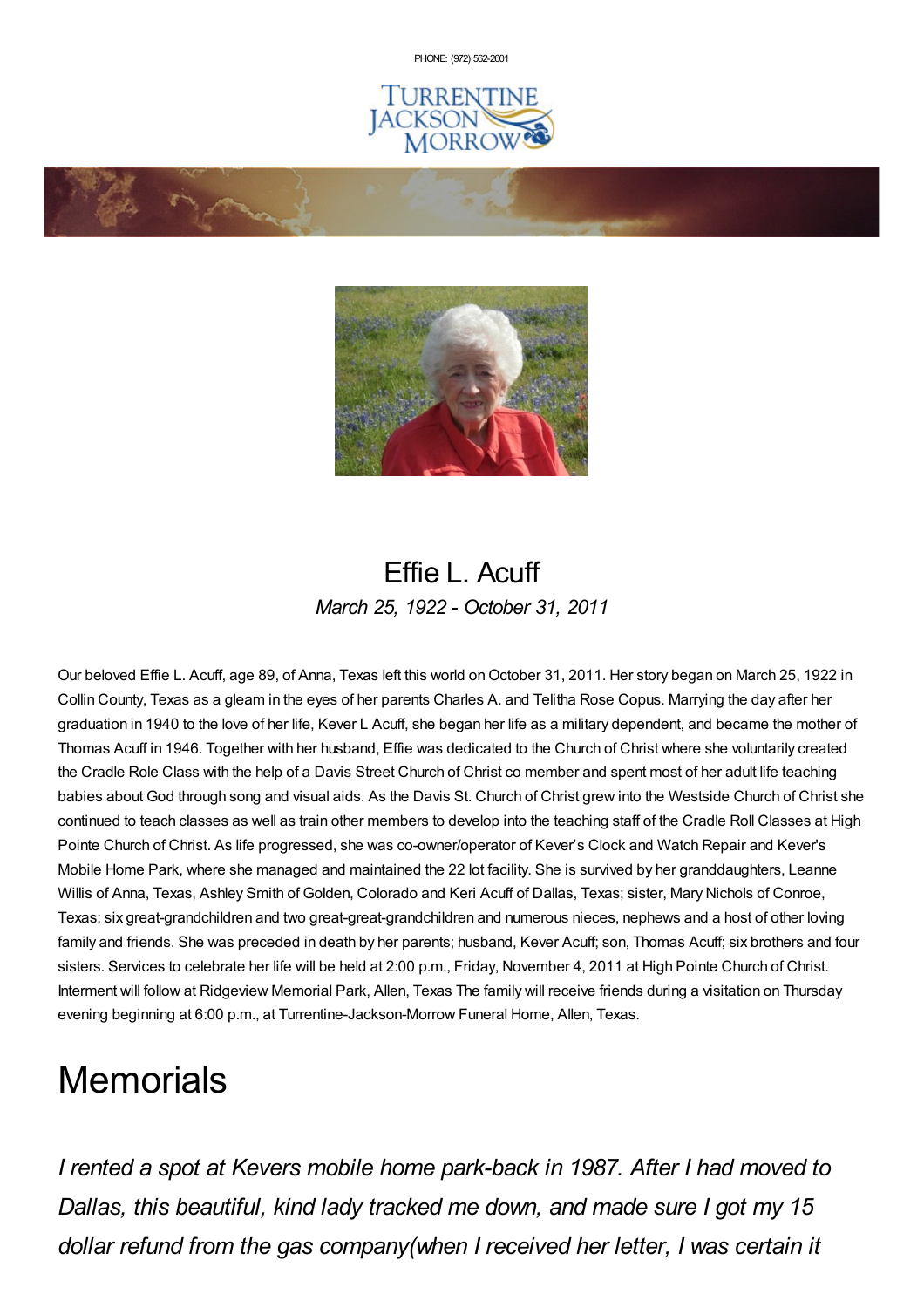PHONE: (972) 562-2601

# Effie L. Acuff

*March 25, 1922 - October 31, 2011*

Our beloved Effie L. Acuff, age 89, of Anna, Texas left this world on October 31, 2011. Her story began on March 25, 1922 in Collin County, Texas as a gleam in the eyes of her parents Charles A. and Telitha Rose Copus. Marrying the day after her graduation in 1940 to the love of her life, Kever L Acuff, she began her life as a military dependent, and became the mother of Thomas Acuff in 1946. Together with her husband, Effie was dedicated to the Church of Christ where she voluntarily created the Cradle Role Class with the help of a Davis Street Church of Christ co member and spent most of her adult life teaching babies about God through song and visual aids. As the Davis St. Church of Christ grew into the Westside Church of Christ she continued to teach classes as well as train other members to develop into the teaching staff of the Cradle Roll Classes at High Pointe Church of Christ. As life progressed, she was co-owner/operator of Kever's Clock and Watch Repair and Kever's Mobile Home Park, where she managed and maintained the 22 lot facility. She is survived by her granddaughters, Leanne Willis of Anna, Texas, Ashley Smith of Golden, Colorado and Keri Acuff of Dallas, Texas; sister, Mary Nichols of Conroe, Texas; six great-grandchildren and two great-great-grandchildren and numerous nieces, nephews and a host of other loving family and friends. She was preceded in death by her parents; husband, Kever Acuff; son, Thomas Acuff; six brothers and four sisters. Services to celebrate her life will be held at 2:00 p.m., Friday, November 4, 2011 at High Pointe Church of Christ. Interment will follow at Ridgeview Memorial Park, Allen, Texas The family will receive friends during a visitation on Thursday evening beginning at 6:00 p.m., at Turrentine-Jackson-Morrow Funeral Home, Allen, Texas.

# Memorials

*I rented a spot at Kevers mobile home park-back in 1987. After I had moved to Dallas, this beautiful, kind lady tracked me down, and made sure I got my 15 dollar refund from the gas company(when I received her letter, I was certain it*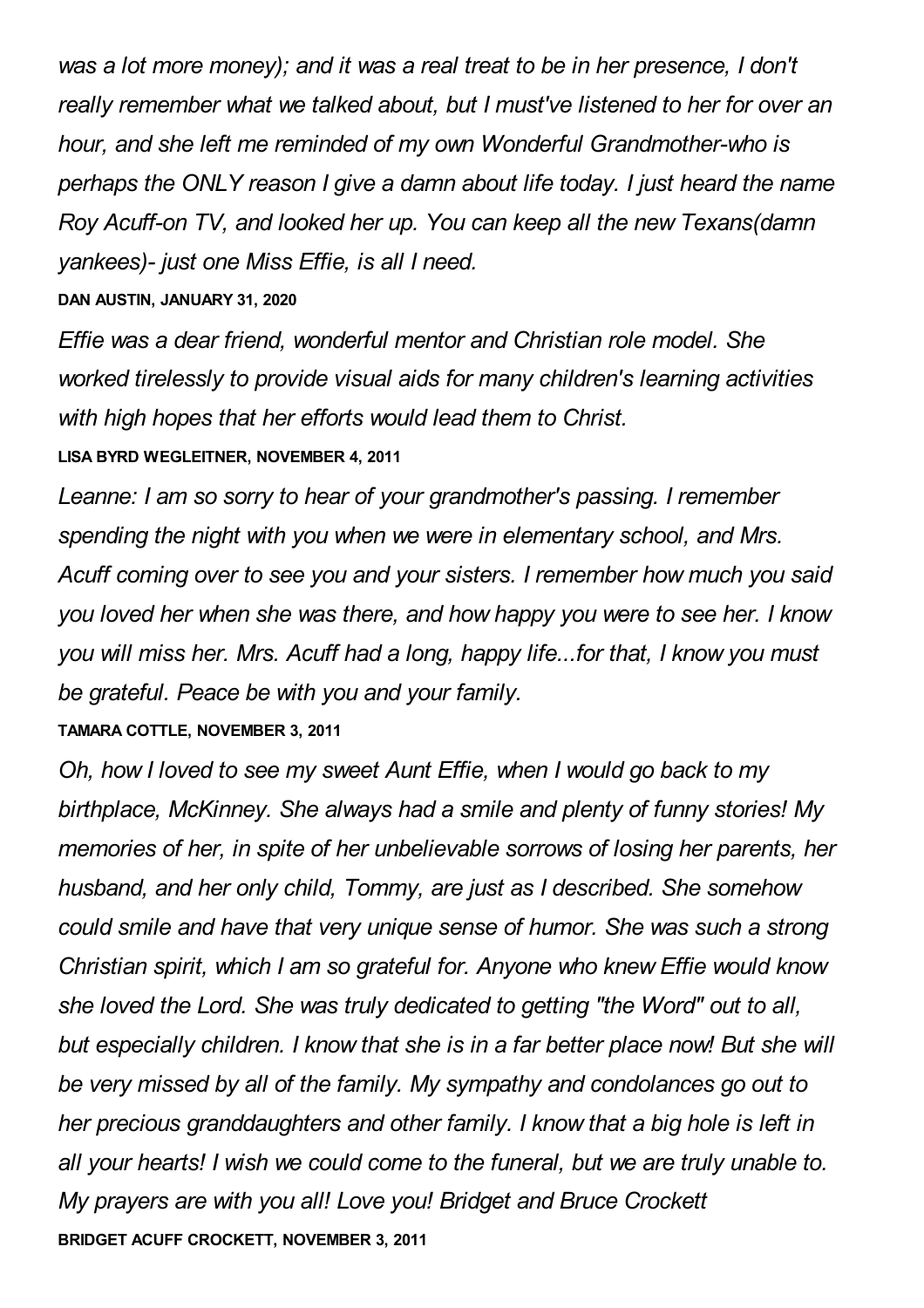*was a lot more money); and it was a real treat to be in her presence, I don't really remember what we talked about, but I must've listened to her for over an hour, and she left me reminded of my own Wonderful Grandmother-who is perhaps the ONLY reason I give a damn about life today. I just heard the name Roy Acuff-on TV, and looked her up. You can keep all the new Texans(damn yankees)- just one Miss Effie, is all I need.*

**DAN AUSTIN, JANUARY 31, 2020**

*Effie was a dear friend, wonderful mentor and Christian role model. She worked tirelessly to provide visual aids for many children's learning activities with high hopes that her efforts would lead them to Christ.*

**LISA BYRD WEGLEITNER, NOVEMBER 4, 2011**

*Leanne: I am so sorry to hear of your grandmother's passing. I remember spending the night with you when we were in elementary school, and Mrs. Acuff coming over to see you and your sisters. I remember how much you said you loved her when she was there, and how happy you were to see her. I know you will miss her. Mrs. Acuff had a long, happy life...for that, I know you must be grateful. Peace be with you and your family.*

**TAMARA COTTLE, NOVEMBER 3, 2011**

*Oh, how I loved to see my sweet Aunt Effie, when I would go back to my birthplace, McKinney. She always had a smile and plenty of funny stories! My memories of her, in spite of her unbelievable sorrows of losing her parents, her husband, and her only child, Tommy, are just as I described. She somehow could smile and have that very unique sense of humor. She was such a strong Christian spirit, which I am so grateful for. Anyone who knew Effie would know she loved the Lord. She was truly dedicated to getting "the Word" out to all, but especially children. I know that she is in a far better place now! But she will be very missed by all of the family. My sympathy and condolances go out to her precious granddaughters and other family. I know that a big hole is left in all your hearts! I wish we could come to the funeral, but we are truly unable to. My prayers are with you all! Love you! Bridget and Bruce Crockett*

**BRIDGET ACUFF CROCKETT, NOVEMBER 3, 2011**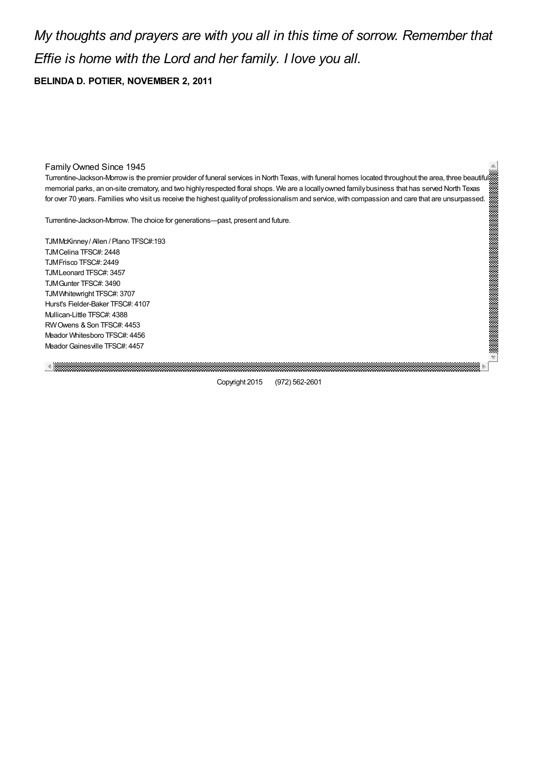*My thoughts and prayers are with you all in this time of sorrow. Remember that Effie is home with the Lord and her family. I love you all.*

**BELINDA D. POTIER, NOVEMBER 2, 2011**

Family Owned Since 1945

Turrentine-Jackson-Morrow is the premier provider of funeral services in North Texas, with funeral homes located throughout the area, three beautiful memorial parks, an on-site crematory, and two highly respected floral shops. We are a locally owned family business that has served North Texas for over 70 years. Families who visit us receive the highest quality of professionalism and service, with compassion and care that are unsurpassed.

Turrentine-Jackson-Morrow. The choice for generations—past, present and future.

TJM McKinney / Allen / Plano TFSC#:193
TJM Celina TFSC#: 2448
TJM Frisco TFSC#: 2449
TJM Leonard TFSC#: 3457
TJM Gunter TFSC#: 3490
TJM Whitewright TFSC#: 3707
Hurst's Fielder-Baker TFSC#: 4107
Mullican-Little TFSC#: 4388
RW Owens & Son TFSC#: 4453
Meador Whitesboro TFSC#: 4456
Meador Gainesville TFSC#: 4457

Copyright 2015 (972) 562-2601